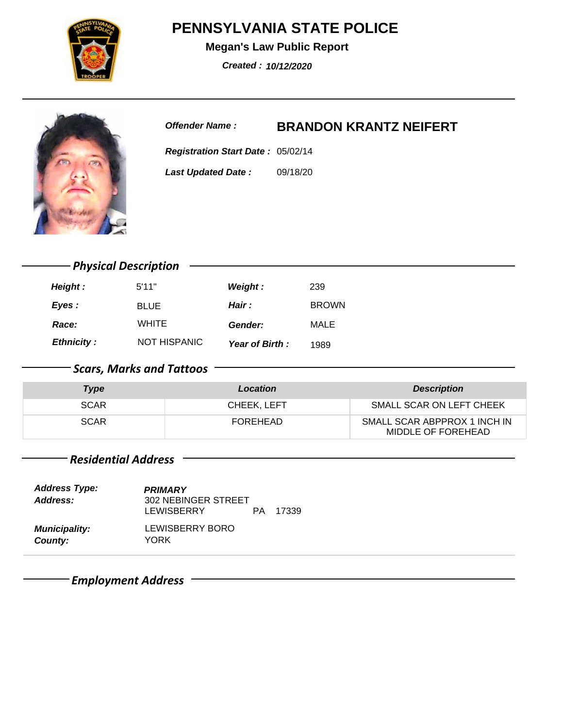# PENNSYLVANIA STATE POLICE

**Megan's Law Public Report**

***Created : 10/12/2020***

***Offender Name :*** **BRANDON KRANTZ NEIFERT**

***Registration Start Date :*** 05/02/14

***Last Updated Date :*** 09/18/20

## Physical Description

| | | | |
|---|---|---|---|
| ***Height :*** | 5'11" | ***Weight :*** | 239 |
| ***Eyes :*** | BLUE | ***Hair :*** | BROWN |
| ***Race:*** | WHITE | ***Gender:*** | MALE |
| ***Ethnicity :*** | NOT HISPANIC | ***Year of Birth :*** | 1989 |

## Scars, Marks and Tattoos

| Type | Location | Description |
|---|---|---|
| SCAR | CHEEK, LEFT | SMALL SCAR ON LEFT CHEEK |
| SCAR | FOREHEAD | SMALL SCAR ABPPROX 1 INCH IN MIDDLE OF FOREHEAD |

## Residential Address

***Address Type:*** ***PRIMARY***

***Address:*** 302 NEBINGER STREET
LEWISBERRY PA 17339

***Municipality:*** LEWISBERRY BORO

***County:*** YORK

## Employment Address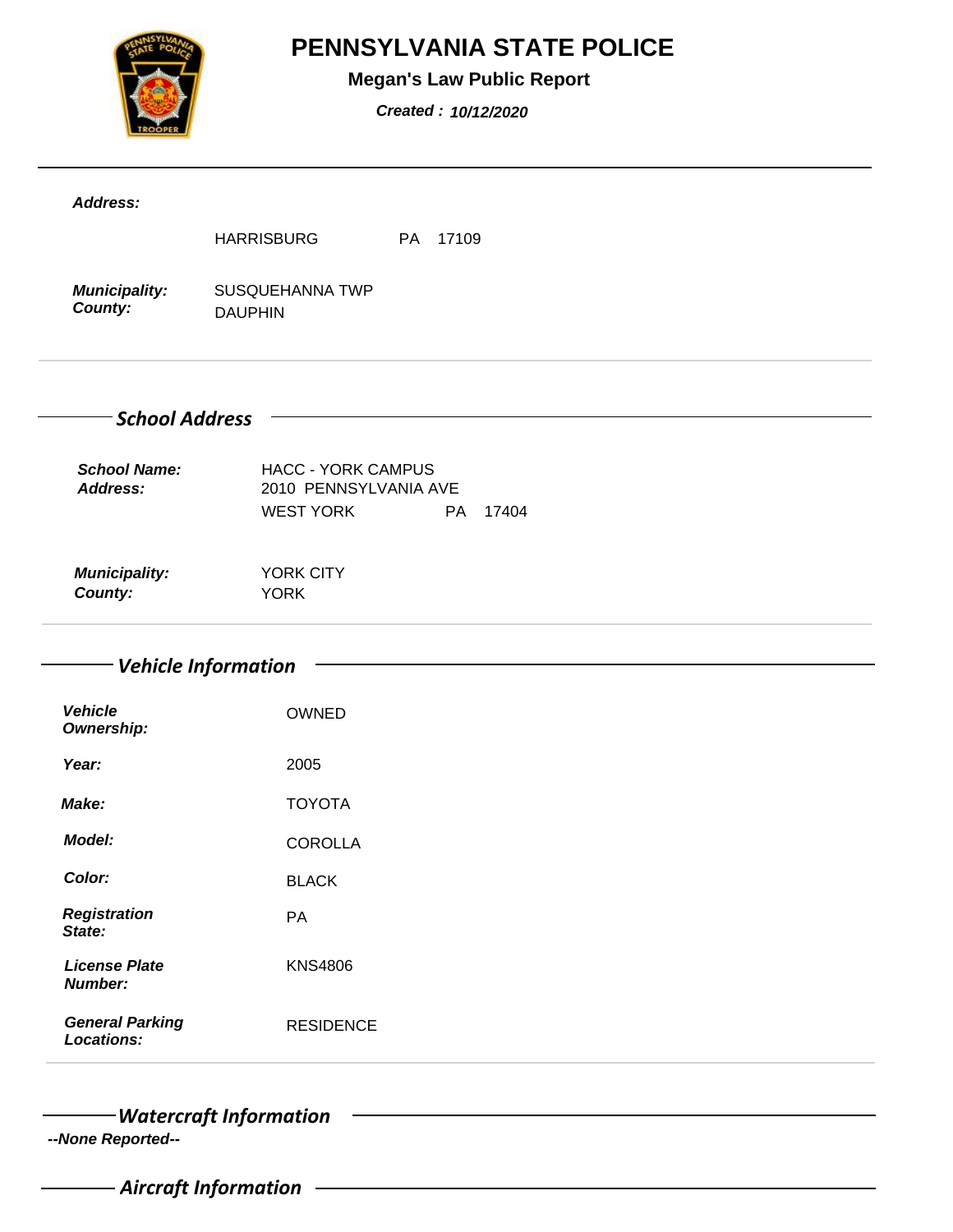# PENNSYLVANIA STATE POLICE

**Megan's Law Public Report**

***Created :*** ***10/12/2020***

***Address:***

HARRISBURG PA 17109

***Municipality:*** SUSQUEHANNA TWP

***County:*** DAUPHIN

## School Address

***School Name:*** HACC - YORK CAMPUS

***Address:*** 2010 PENNSYLVANIA AVE

WEST YORK PA 17404

***Municipality:*** YORK CITY

***County:*** YORK

## Vehicle Information

| | |
|---|---|
| ***Vehicle Ownership:*** | OWNED |
| ***Year:*** | 2005 |
| ***Make:*** | TOYOTA |
| ***Model:*** | COROLLA |
| ***Color:*** | BLACK |
| ***Registration State:*** | PA |
| ***License Plate Number:*** | KNS4806 |
| ***General Parking Locations:*** | RESIDENCE |

## Watercraft Information

***--None Reported--***

## Aircraft Information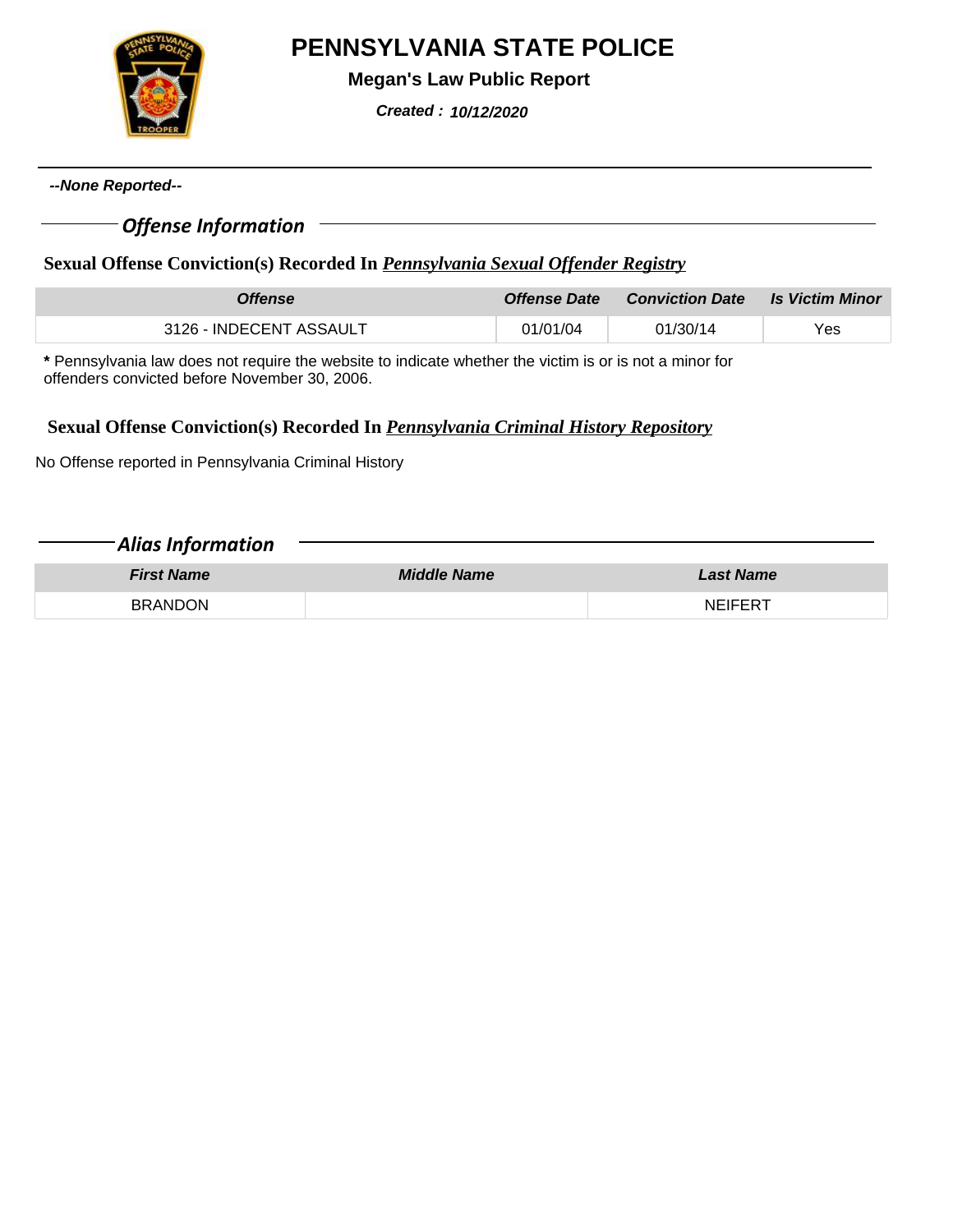# PENNSYLVANIA STATE POLICE

**Megan's Law Public Report**

***Created : 10/12/2020***

***--None Reported--***

## *Offense Information*

### Sexual Offense Conviction(s) Recorded In *Pennsylvania Sexual Offender Registry*

| Offense | Offense Date | Conviction Date | Is Victim Minor |
|---|---|---|---|
| 3126 - INDECENT ASSAULT | 01/01/04 | 01/30/14 | Yes |

**\*** Pennsylvania law does not require the website to indicate whether the victim is or is not a minor for offenders convicted before November 30, 2006.

### Sexual Offense Conviction(s) Recorded In *Pennsylvania Criminal History Repository*

No Offense reported in Pennsylvania Criminal History

## *Alias Information*

| First Name | Middle Name | Last Name |
|---|---|---|
| BRANDON | | NEIFERT |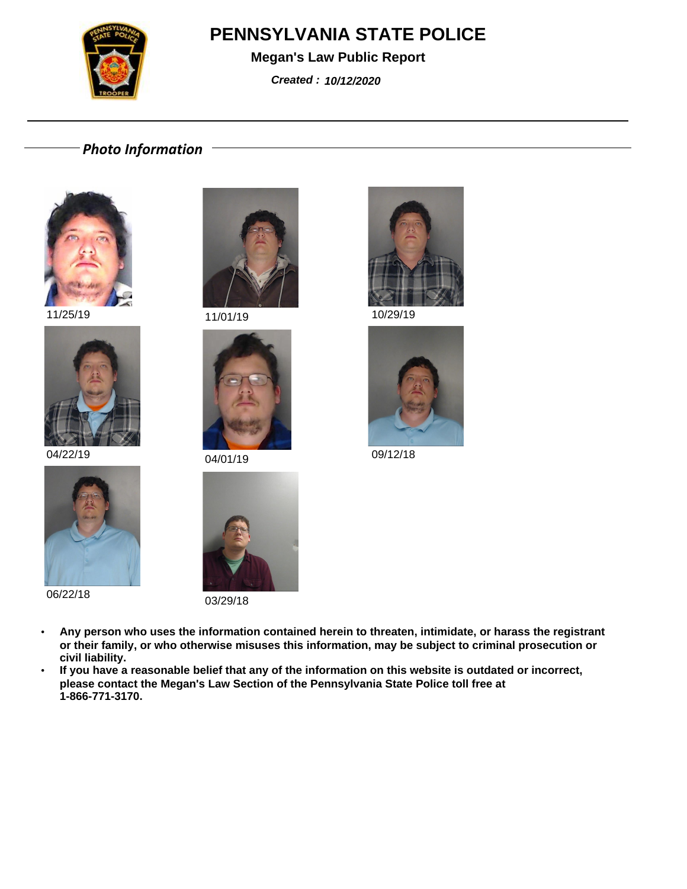# PENNSYLVANIA STATE POLICE

**Megan's Law Public Report**

***Created : 10/12/2020***

## *Photo Information*

11/25/19

11/01/19

10/29/19

04/22/19

04/01/19

09/12/18

06/22/18

03/29/18

- **Any person who uses the information contained herein to threaten, intimidate, or harass the registrant or their family, or who otherwise misuses this information, may be subject to criminal prosecution or civil liability.**
- **If you have a reasonable belief that any of the information on this website is outdated or incorrect, please contact the Megan's Law Section of the Pennsylvania State Police toll free at 1-866-771-3170.**